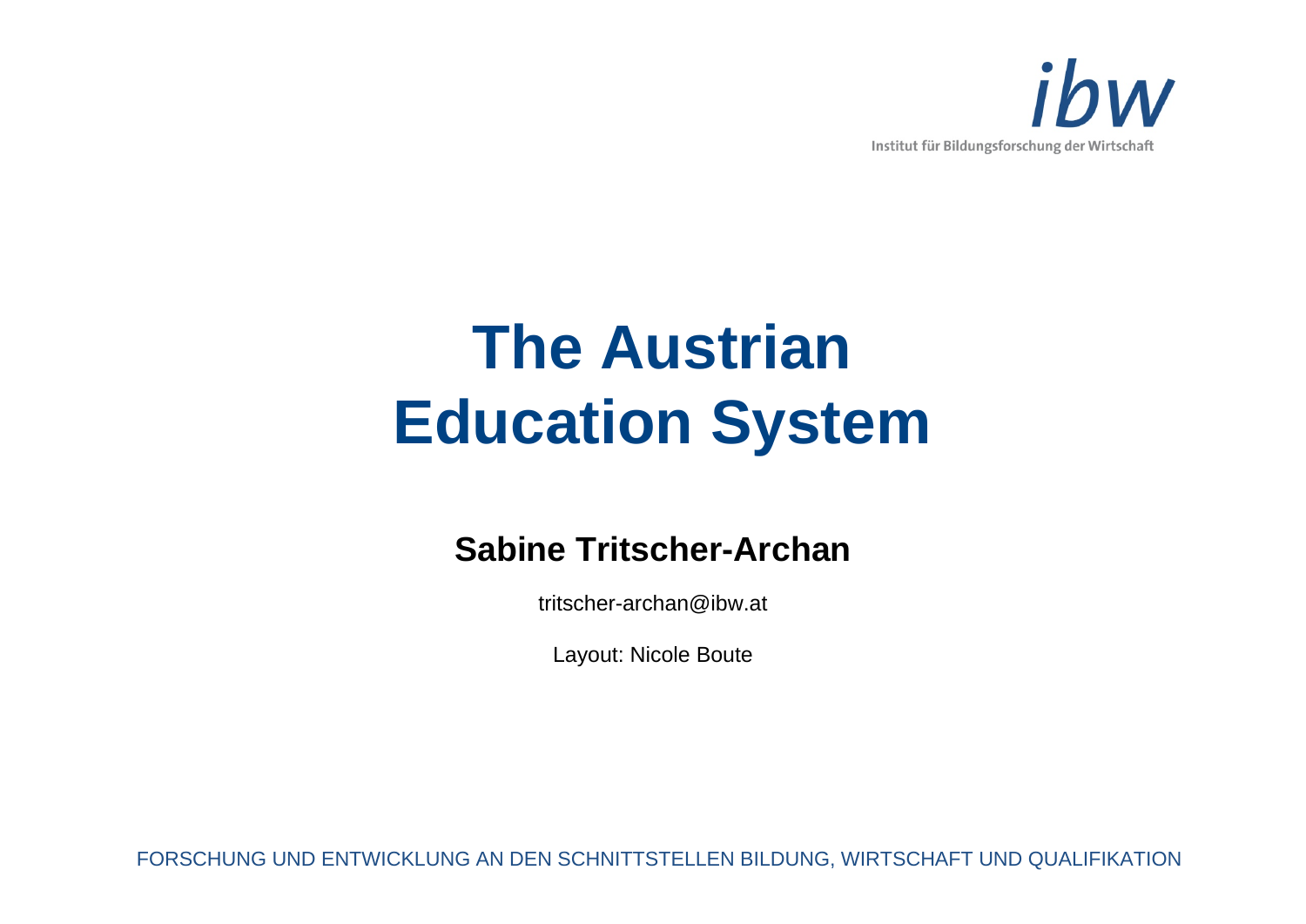ibw

Institut für Bildungsforschung der Wirtschaft

# The Austrian Education System

**Sabine Tritscher-Archan**

tritscher-archan@ibw.at

Layout: Nicole Boute

FORSCHUNG UND ENTWICKLUNG AN DEN SCHNITTSTELLEN BILDUNG, WIRTSCHAFT UND QUALIFIKATION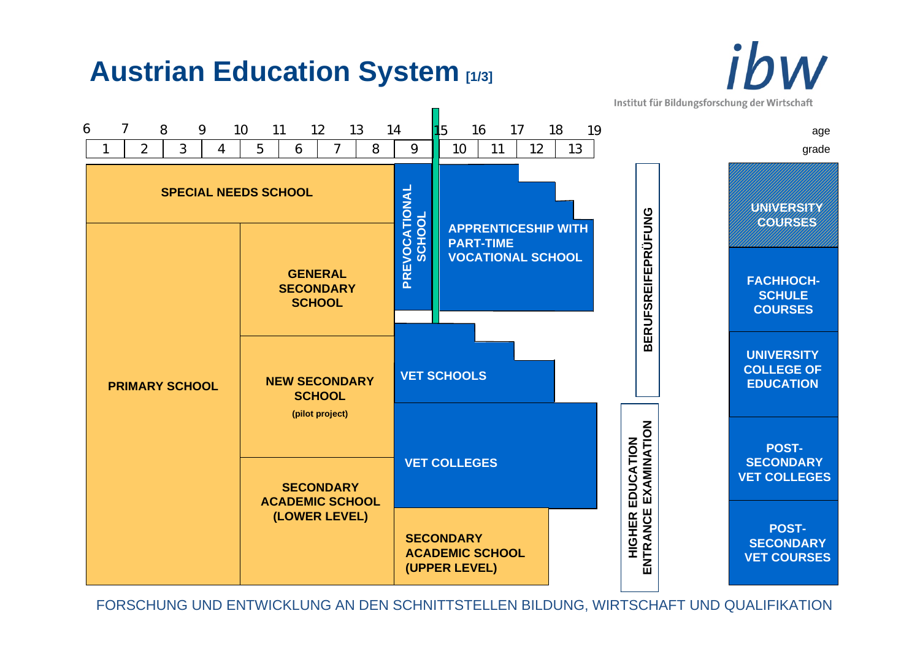# Austrian Education System [1/3]

ibw

Institut für Bildungsforschung der Wirtschaft

| age | 6 | 7 | 8 | 9 | 10 | 11 | 12 | 13 | 14 | 15 | 16 | 17 | 18 | 19 |
|---|---|---|---|---|---|---|---|---|---|---|---|---|---|---|
| grade | 1 | 2 | 3 | 4 | 5 | 6 | 7 | 8 | 9 | 10 | 11 | 12 | 13 | |

- SPECIAL NEEDS SCHOOL
- PRIMARY SCHOOL
- GENERAL SECONDARY SCHOOL
- NEW SECONDARY SCHOOL (pilot project)
- SECONDARY ACADEMIC SCHOOL (LOWER LEVEL)
- PREVOCATIONAL SCHOOL
- APPRENTICESHIP WITH PART-TIME VOCATIONAL SCHOOL
- VET SCHOOLS
- VET COLLEGES
- SECONDARY ACADEMIC SCHOOL (UPPER LEVEL)
- BERUFSREIFEPRÜFUNG
- HIGHER EDUCATION ENTRANCE EXAMINATION
- UNIVERSITY COURSES
- FACHHOCHSCHULE COURSES
- UNIVERSITY COLLEGE OF EDUCATION
- POST-SECONDARY VET COLLEGES
- POST-SECONDARY VET COURSES

FORSCHUNG UND ENTWICKLUNG AN DEN SCHNITTSTELLEN BILDUNG, WIRTSCHAFT UND QUALIFIKATION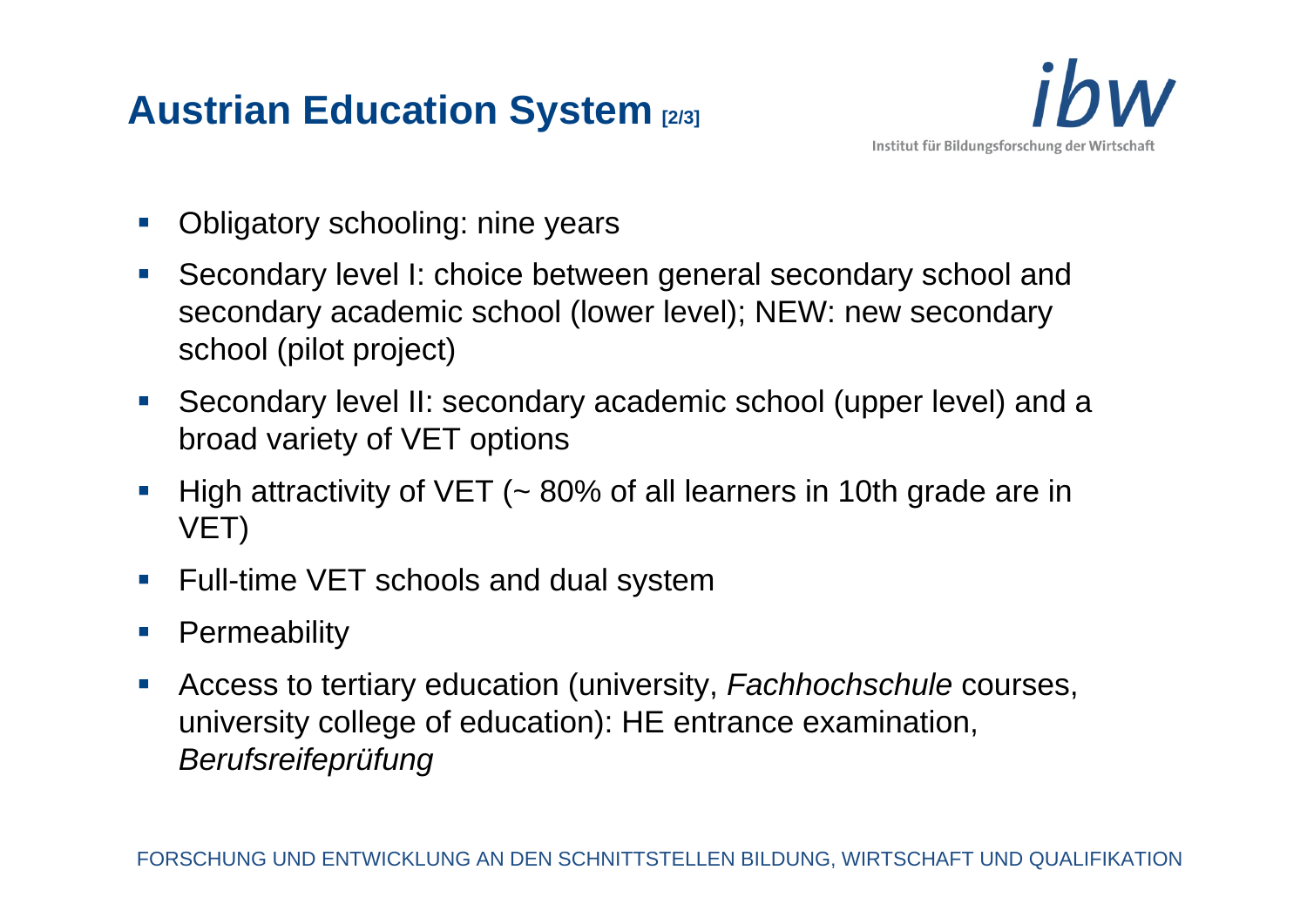# Austrian Education System [2/3]

- Obligatory schooling: nine years
- Secondary level I: choice between general secondary school and secondary academic school (lower level); NEW: new secondary school (pilot project)
- Secondary level II: secondary academic school (upper level) and a broad variety of VET options
- High attractivity of VET (~ 80% of all learners in 10th grade are in VET)
- Full-time VET schools and dual system
- Permeability
- Access to tertiary education (university, *Fachhochschule* courses, university college of education): HE entrance examination, *Berufsreifeprüfung*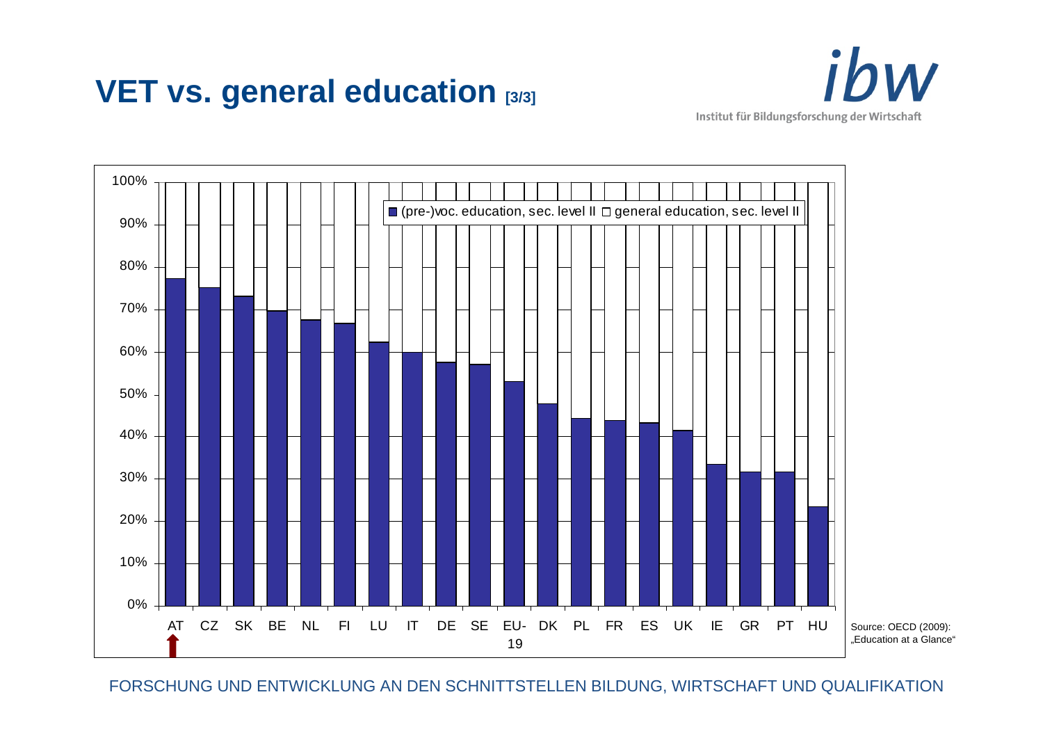# VET vs. general education [3/3]

| Country | (pre-)voc. education, sec. level II | general education, sec. level II |
| --- | --- | --- |
| AT | ~77% | ~23% |
| CZ | ~75% | ~25% |
| SK | ~73% | ~27% |
| BE | ~70% | ~30% |
| NL | ~68% | ~32% |
| FI | ~67% | ~33% |
| LU | ~62% | ~38% |
| IT | ~60% | ~40% |
| DE | ~58% | ~42% |
| SE | ~57% | ~43% |
| EU-19 | ~53% | ~47% |
| DK | ~48% | ~52% |
| PL | ~44% | ~56% |
| FR | ~44% | ~56% |
| ES | ~43% | ~57% |
| UK | ~41% | ~59% |
| IE | ~33% | ~67% |
| GR | ~32% | ~68% |
| PT | ~32% | ~68% |
| HU | ~23% | ~77% |

Source: OECD (2009): „Education at a Glance"

FORSCHUNG UND ENTWICKLUNG AN DEN SCHNITTSTELLEN BILDUNG, WIRTSCHAFT UND QUALIFIKATION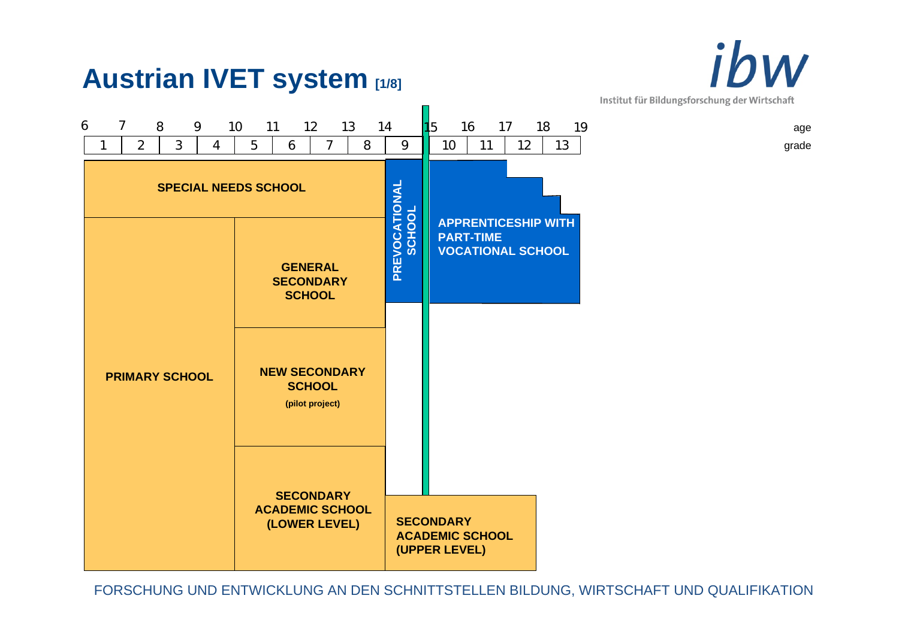# Austrian IVET system [1/8]

| age | 6 | 7 | 8 | 9 | 10 | 11 | 12 | 13 | 14 | 15 | 16 | 17 | 18 | 19 |
|---|---|---|---|---|---|---|---|---|---|---|---|---|---|---|
| grade | 1 | 2 | 3 | 4 | 5 | 6 | 7 | 8 | 9 | 10 | 11 | 12 | 13 | |

**SPECIAL NEEDS SCHOOL**

**PRIMARY SCHOOL**

**GENERAL SECONDARY SCHOOL**

**NEW SECONDARY SCHOOL** (pilot project)

**SECONDARY ACADEMIC SCHOOL (LOWER LEVEL)**

**PREVOCATIONAL SCHOOL**

**APPRENTICESHIP WITH PART-TIME VOCATIONAL SCHOOL**

**SECONDARY ACADEMIC SCHOOL (UPPER LEVEL)**

FORSCHUNG UND ENTWICKLUNG AN DEN SCHNITTSTELLEN BILDUNG, WIRTSCHAFT UND QUALIFIKATION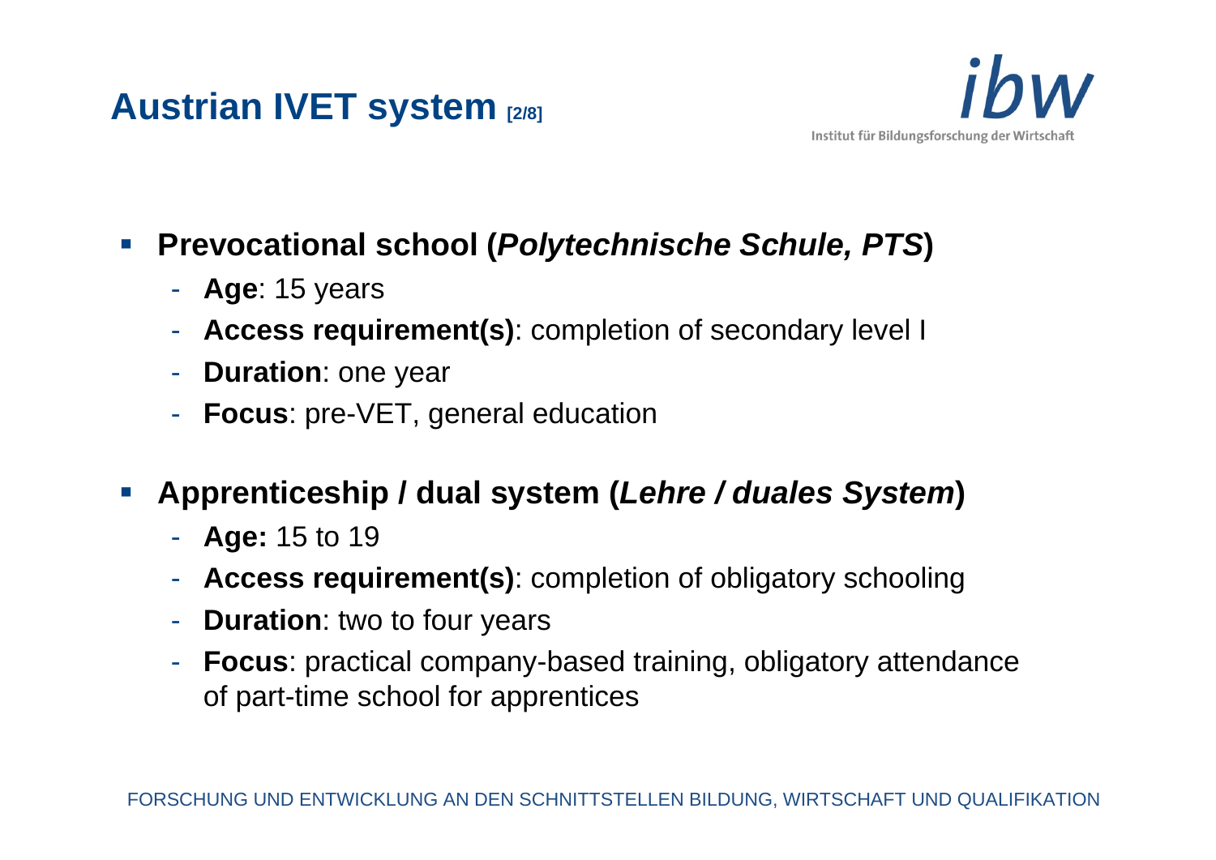# Austrian IVET system [2/8]

- **Prevocational school (*Polytechnische Schule, PTS*)**
  - **Age**: 15 years
  - **Access requirement(s)**: completion of secondary level I
  - **Duration**: one year
  - **Focus**: pre-VET, general education

- **Apprenticeship / dual system (*Lehre / duales System*)**
  - **Age:** 15 to 19
  - **Access requirement(s)**: completion of obligatory schooling
  - **Duration**: two to four years
  - **Focus**: practical company-based training, obligatory attendance of part-time school for apprentices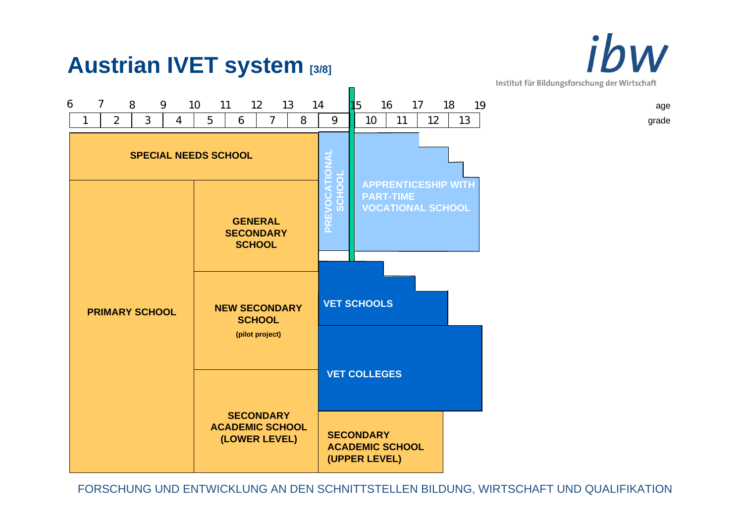# Austrian IVET system [3/8]

| age | 6 | 7 | 8 | 9 | 10 | 11 | 12 | 13 | 14 | 15 | 16 | 17 | 18 | 19 |
|---|---|---|---|---|---|---|---|---|---|---|---|---|---|---|
| grade | 1 | 2 | 3 | 4 | 5 | 6 | 7 | 8 | 9 | 10 | 11 | 12 | 13 | |

**SPECIAL NEEDS SCHOOL**

**PRIMARY SCHOOL**

**GENERAL SECONDARY SCHOOL**

**NEW SECONDARY SCHOOL**
(pilot project)

**SECONDARY ACADEMIC SCHOOL (LOWER LEVEL)**

**PREVOCATIONAL SCHOOL**

**APPRENTICESHIP WITH PART-TIME VOCATIONAL SCHOOL**

**VET SCHOOLS**

**VET COLLEGES**

**SECONDARY ACADEMIC SCHOOL (UPPER LEVEL)**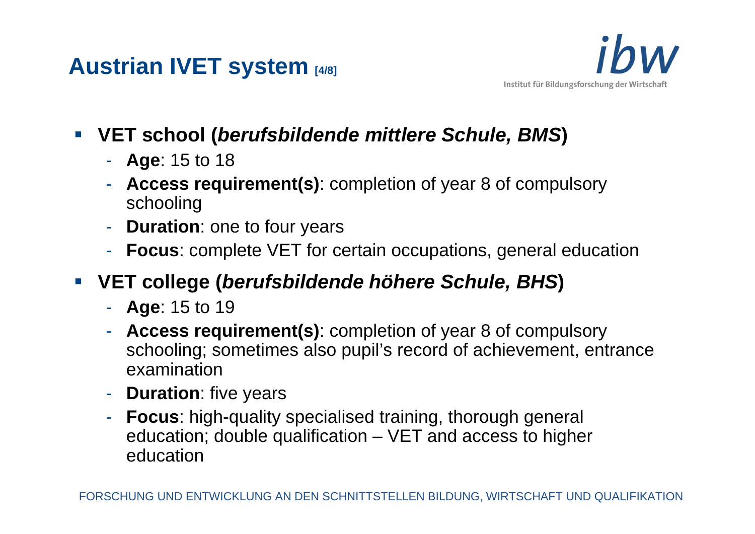# Austrian IVET system [4/8]

- **VET school (*berufsbildende mittlere Schule, BMS*)**
  - **Age**: 15 to 18
  - **Access requirement(s)**: completion of year 8 of compulsory schooling
  - **Duration**: one to four years
  - **Focus**: complete VET for certain occupations, general education
- **VET college (*berufsbildende höhere Schule, BHS*)**
  - **Age**: 15 to 19
  - **Access requirement(s)**: completion of year 8 of compulsory schooling; sometimes also pupil's record of achievement, entrance examination
  - **Duration**: five years
  - **Focus**: high-quality specialised training, thorough general education; double qualification – VET and access to higher education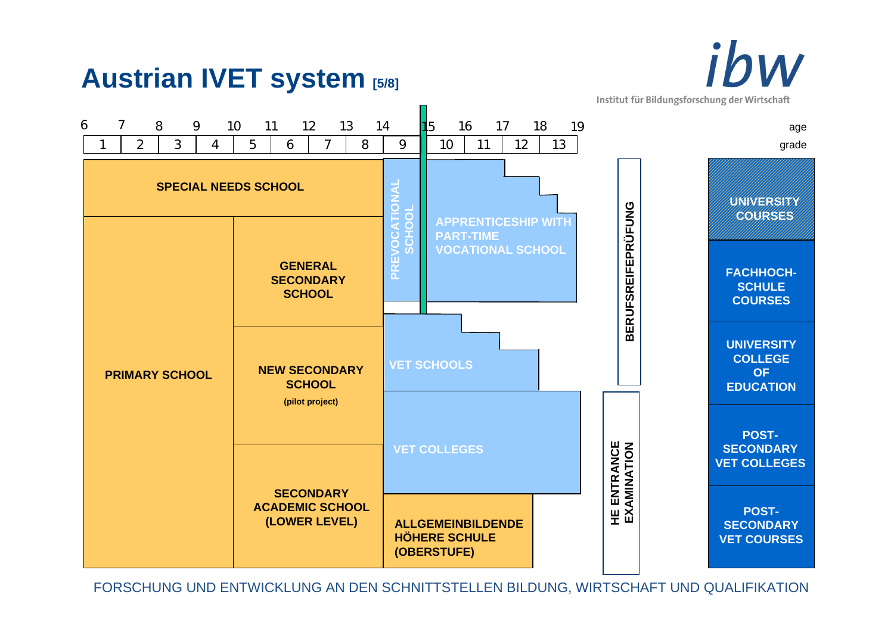# Austrian IVET system [5/8]

ibw
Institut für Bildungsforschung der Wirtschaft

| age | 6 | 7 | 8 | 9 | 10 | 11 | 12 | 13 | 14 | 15 | 16 | 17 | 18 | 19 |
|---|---|---|---|---|---|---|---|---|---|---|---|---|---|---|
| grade | 1 | 2 | 3 | 4 | 5 | 6 | 7 | 8 | 9 | 10 | 11 | 12 | 13 | |

- SPECIAL NEEDS SCHOOL
- PRIMARY SCHOOL
- GENERAL SECONDARY SCHOOL
- NEW SECONDARY SCHOOL (pilot project)
- SECONDARY ACADEMIC SCHOOL (LOWER LEVEL)
- PREVOCATIONAL SCHOOL
- APPRENTICESHIP WITH PART-TIME VOCATIONAL SCHOOL
- VET SCHOOLS
- VET COLLEGES
- ALLGEMEINBILDENDE HÖHERE SCHULE (OBERSTUFE)
- BERUFSREIFEPRÜFUNG
- HE ENTRANCE EXAMINATION
- UNIVERSITY COURSES
- FACHHOCHSCHULE COURSES
- UNIVERSITY COLLEGE OF EDUCATION
- POST-SECONDARY VET COLLEGES
- POST-SECONDARY VET COURSES

FORSCHUNG UND ENTWICKLUNG AN DEN SCHNITTSTELLEN BILDUNG, WIRTSCHAFT UND QUALIFIKATION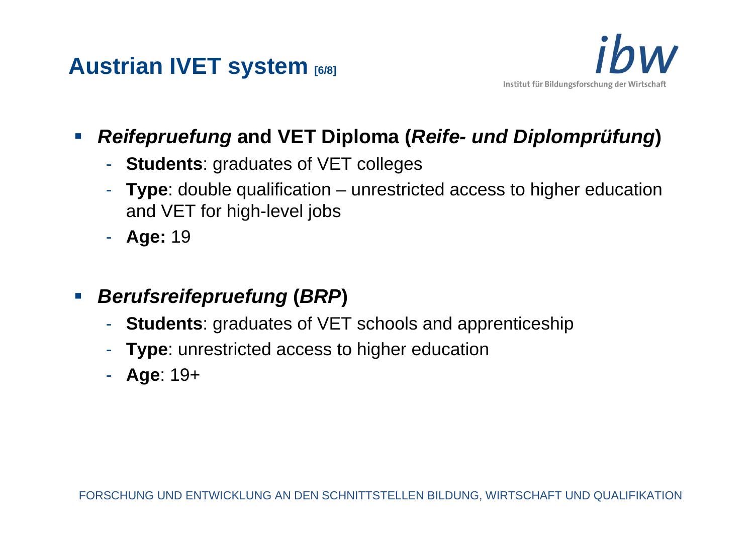# Austrian IVET system [6/8]

- ***Reifepruefung* and VET Diploma (*Reife- und Diplomprüfung*)**
  - **Students**: graduates of VET colleges
  - **Type**: double qualification – unrestricted access to higher education and VET for high-level jobs
  - **Age:** 19

- ***Berufsreifepruefung* (*BRP*)**
  - **Students**: graduates of VET schools and apprenticeship
  - **Type**: unrestricted access to higher education
  - **Age**: 19+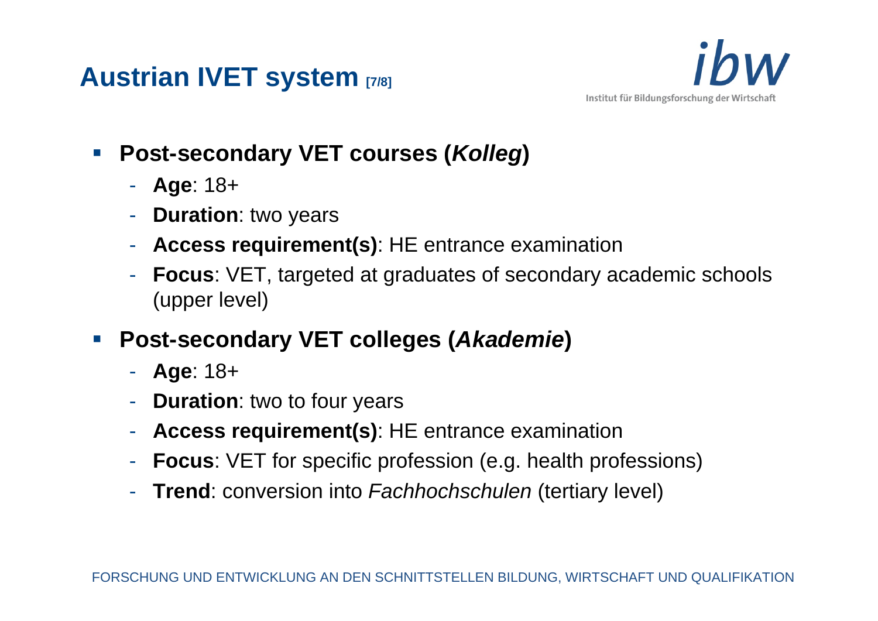# Austrian IVET system [7/8]

- **Post-secondary VET courses (*Kolleg*)**
  - **Age**: 18+
  - **Duration**: two years
  - **Access requirement(s)**: HE entrance examination
  - **Focus**: VET, targeted at graduates of secondary academic schools (upper level)
- **Post-secondary VET colleges (*Akademie*)**
  - **Age**: 18+
  - **Duration**: two to four years
  - **Access requirement(s)**: HE entrance examination
  - **Focus**: VET for specific profession (e.g. health professions)
  - **Trend**: conversion into *Fachhochschulen* (tertiary level)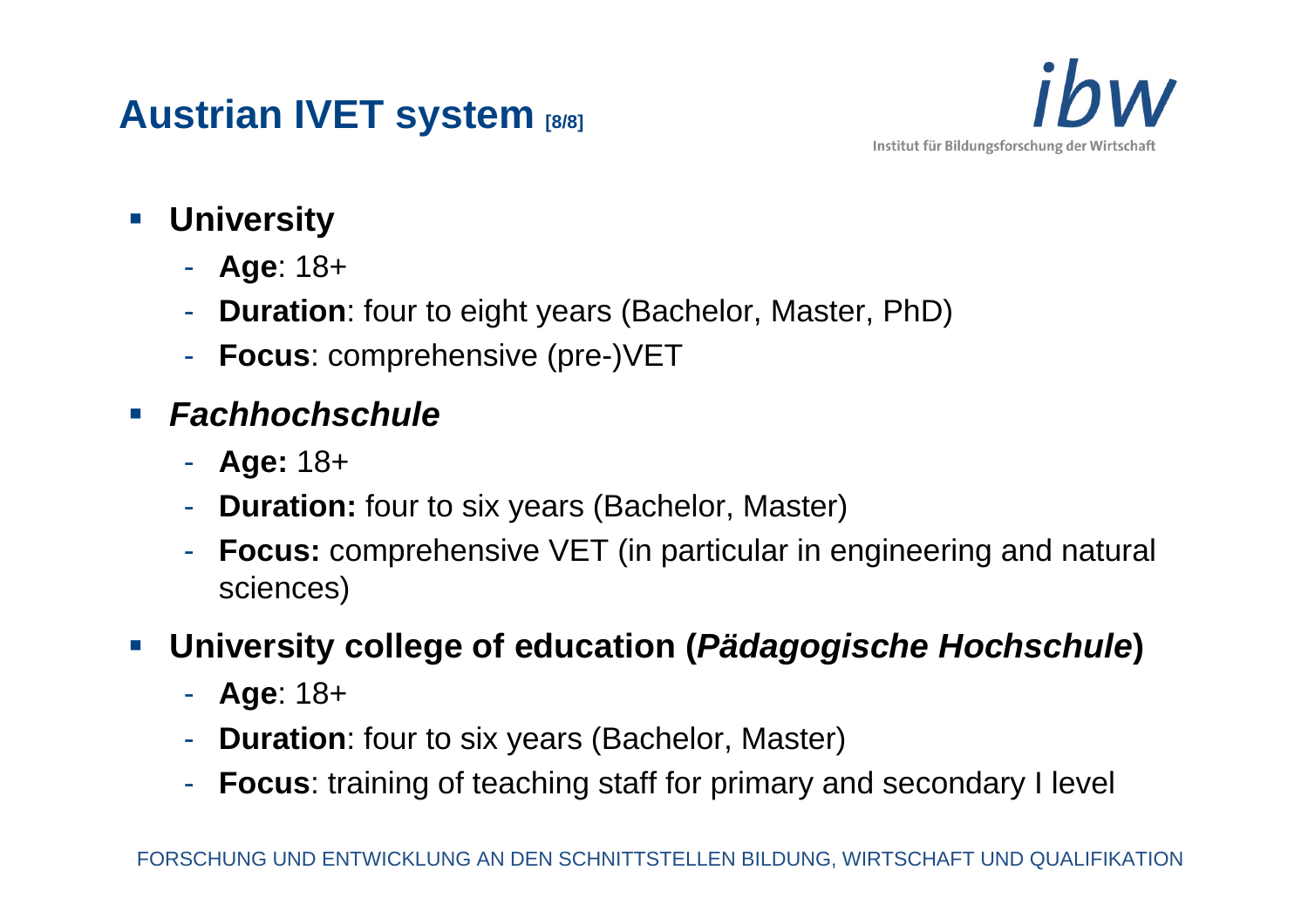# Austrian IVET system [8/8]

- **University**
  - **Age**: 18+
  - **Duration**: four to eight years (Bachelor, Master, PhD)
  - **Focus**: comprehensive (pre-)VET
- ***Fachhochschule***
  - **Age:** 18+
  - **Duration:** four to six years (Bachelor, Master)
  - **Focus:** comprehensive VET (in particular in engineering and natural sciences)
- **University college of education (*Pädagogische Hochschule*)**
  - **Age**: 18+
  - **Duration**: four to six years (Bachelor, Master)
  - **Focus**: training of teaching staff for primary and secondary I level